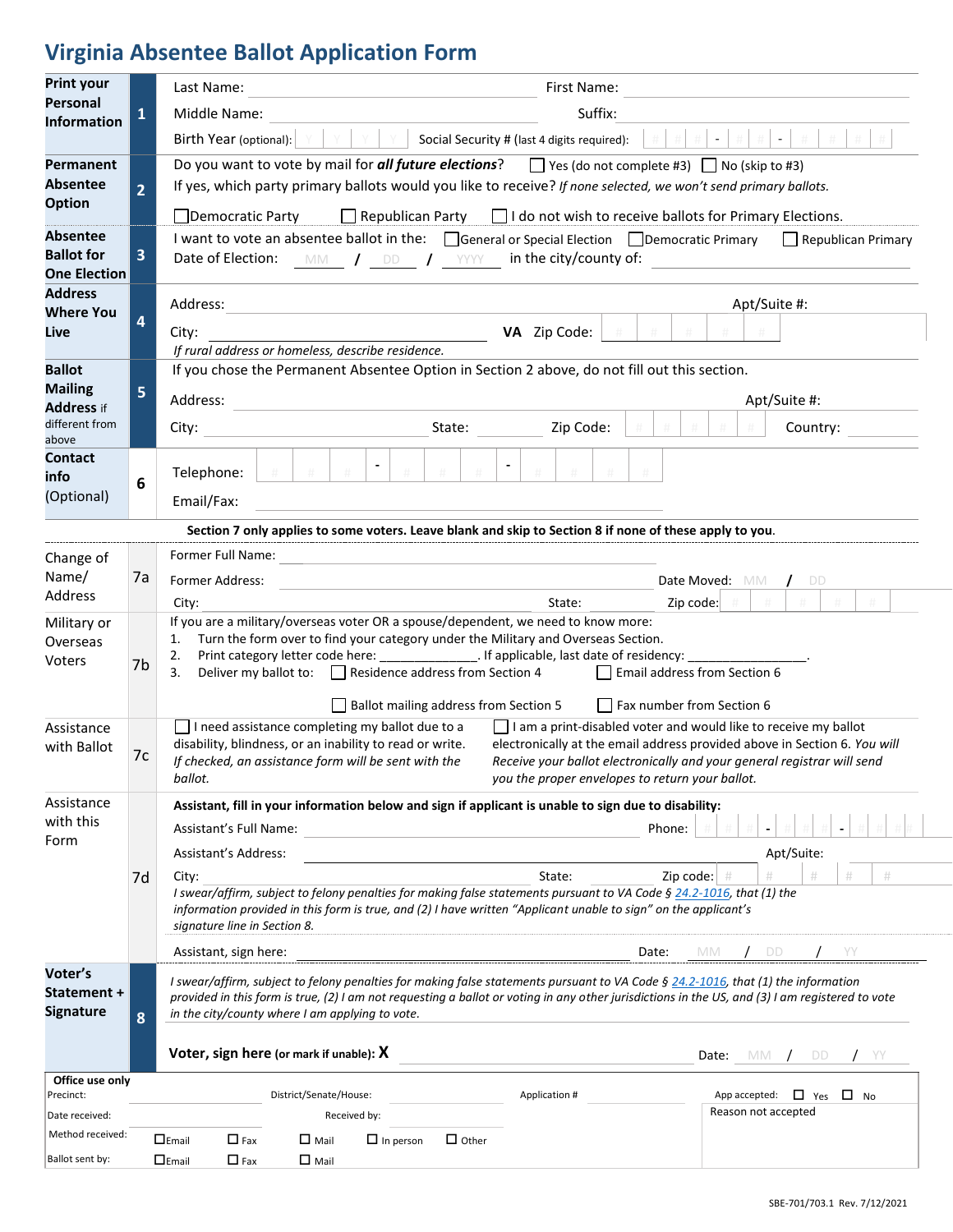# Virginia Absentee Ballot Application Form

| | | |
|---|---|---|
| **Print your Personal Information** | **1** | Last Name: ______ First Name: ______<br>Middle Name: ______ Suffix: ______<br>Birth Year (optional): Y Y Y Y Social Security # (last 4 digits required): # # # - # # - # # # # |
| **Permanent Absentee Option** | **2** | Do you want to vote by mail for ***all future elections***? ☐ Yes (do not complete #3) ☐ No (skip to #3)<br>If yes, which party primary ballots would you like to receive? *If none selected, we won't send primary ballots.*<br>☐ Democratic Party ☐ Republican Party ☐ I do not wish to receive ballots for Primary Elections. |
| **Absentee Ballot for One Election** | **3** | I want to vote an absentee ballot in the: ☐ General or Special Election ☐ Democratic Primary ☐ Republican Primary<br>Date of Election: MM / DD / YYYY in the city/county of: ______ |
| **Address Where You Live** | **4** | Address: ______ Apt/Suite #: ______<br>City: ______ **VA** Zip Code: # # # # #<br>*If rural address or homeless, describe residence.* |
| **Ballot Mailing Address** if different from above | **5** | If you chose the Permanent Absentee Option in Section 2 above, do not fill out this section.<br>Address: ______ Apt/Suite #: ______<br>City: ______ State: ______ Zip Code: # # # # # Country: ______ |
| **Contact info** (Optional) | **6** | Telephone: # # # - # # # - # # # #<br>Email/Fax: ______ |

**Section 7 only applies to some voters. Leave blank and skip to Section 8 if none of these apply to you.**

| | | |
|---|---|---|
| Change of Name/ Address | 7a | Former Full Name: ______<br>Former Address: ______ Date Moved: MM / DD<br>City: ______ State: ______ Zip code: # # # # # |
| Military or Overseas Voters | 7b | If you are a military/overseas voter OR a spouse/dependent, we need to know more:<br>1. Turn the form over to find your category under the Military and Overseas Section.<br>2. Print category letter code here: ______. If applicable, last date of residency: ______.<br>3. Deliver my ballot to: ☐ Residence address from Section 4 ☐ Email address from Section 6 ☐ Ballot mailing address from Section 5 ☐ Fax number from Section 6 |
| Assistance with Ballot | 7c | ☐ I need assistance completing my ballot due to a disability, blindness, or an inability to read or write. *If checked, an assistance form will be sent with the ballot.*<br>☐ I am a print-disabled voter and would like to receive my ballot electronically at the email address provided above in Section 6. *You will Receive your ballot electronically and your general registrar will send you the proper envelopes to return your ballot.* |
| Assistance with this Form | 7d | **Assistant, fill in your information below and sign if applicant is unable to sign due to disability:**<br>Assistant's Full Name: ______ Phone: # # # - # # # - # # # #<br>Assistant's Address: ______ Apt/Suite: ______<br>City: ______ State: ______ Zip code: # # # # #<br>*I swear/affirm, subject to felony penalties for making false statements pursuant to VA Code § 24.2-1016, that (1) the information provided in this form is true, and (2) I have written "Applicant unable to sign" on the applicant's signature line in Section 8.*<br>Assistant, sign here: ______ Date: MM / DD / YY |
| **Voter's Statement + Signature** | **8** | *I swear/affirm, subject to felony penalties for making false statements pursuant to VA Code § 24.2-1016, that (1) the information provided in this form is true, (2) I am not requesting a ballot or voting in any other jurisdictions in the US, and (3) I am registered to vote in the city/county where I am applying to vote.*<br>**Voter, sign here** (or mark if unable): **X** ______ Date: MM / DD / YY |

**Office use only**

| | | | | | |
|---|---|---|---|---|---|
| Precinct: | | District/Senate/House: | | Application # | App accepted: ☐ Yes ☐ No |
| Date received: | | Received by: | | | Reason not accepted |
| Method received: | ☐ Email | ☐ Fax | ☐ Mail | ☐ In person | ☐ Other |
| Ballot sent by: | ☐ Email | ☐ Fax | ☐ Mail | | |

SBE-701/703.1 Rev. 7/12/2021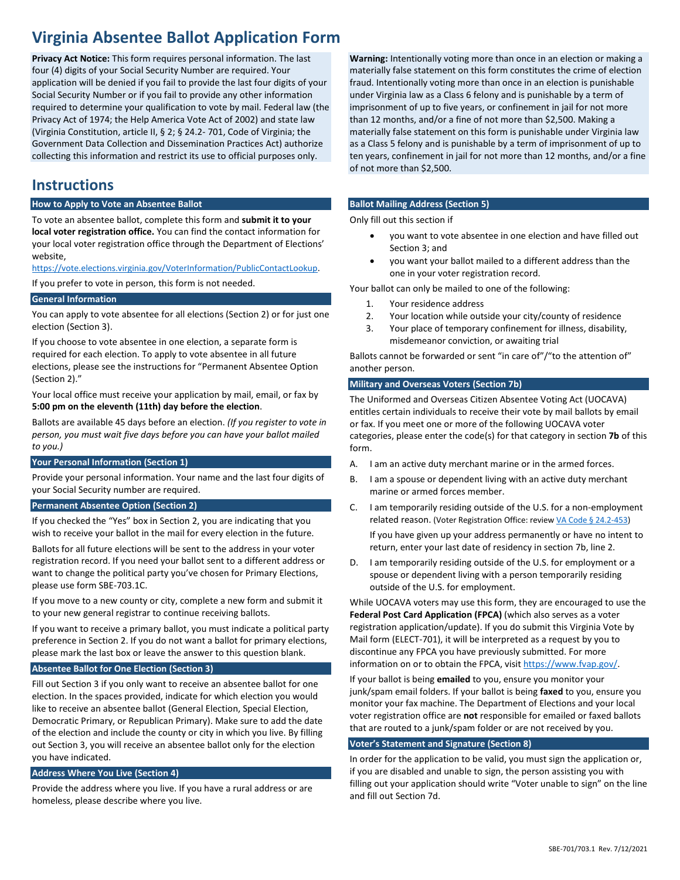# Virginia Absentee Ballot Application Form

**Privacy Act Notice:** This form requires personal information. The last four (4) digits of your Social Security Number are required. Your application will be denied if you fail to provide the last four digits of your Social Security Number or if you fail to provide any other information required to determine your qualification to vote by mail. Federal law (the Privacy Act of 1974; the Help America Vote Act of 2002) and state law (Virginia Constitution, article II, § 2; § 24.2- 701, Code of Virginia; the Government Data Collection and Dissemination Practices Act) authorize collecting this information and restrict its use to official purposes only.

**Warning:** Intentionally voting more than once in an election or making a materially false statement on this form constitutes the crime of election fraud. Intentionally voting more than once in an election is punishable under Virginia law as a Class 6 felony and is punishable by a term of imprisonment of up to five years, or confinement in jail for not more than 12 months, and/or a fine of not more than $2,500. Making a materially false statement on this form is punishable under Virginia law as a Class 5 felony and is punishable by a term of imprisonment of up to ten years, confinement in jail for not more than 12 months, and/or a fine of not more than $2,500.

## Instructions

### How to Apply to Vote an Absentee Ballot

To vote an absentee ballot, complete this form and **submit it to your local voter registration office.** You can find the contact information for your local voter registration office through the Department of Elections' website, https://vote.elections.virginia.gov/VoterInformation/PublicContactLookup.

If you prefer to vote in person, this form is not needed.

### General Information

You can apply to vote absentee for all elections (Section 2) or for just one election (Section 3).

If you choose to vote absentee in one election, a separate form is required for each election. To apply to vote absentee in all future elections, please see the instructions for "Permanent Absentee Option (Section 2)."

Your local office must receive your application by mail, email, or fax by **5:00 pm on the eleventh (11th) day before the election**.

Ballots are available 45 days before an election. *(If you register to vote in person, you must wait five days before you can have your ballot mailed to you.)*

### Your Personal Information (Section 1)

Provide your personal information. Your name and the last four digits of your Social Security number are required.

### Permanent Absentee Option (Section 2)

If you checked the "Yes" box in Section 2, you are indicating that you wish to receive your ballot in the mail for every election in the future.

Ballots for all future elections will be sent to the address in your voter registration record. If you need your ballot sent to a different address or want to change the political party you've chosen for Primary Elections, please use form SBE-703.1C.

If you move to a new county or city, complete a new form and submit it to your new general registrar to continue receiving ballots.

If you want to receive a primary ballot, you must indicate a political party preference in Section 2. If you do not want a ballot for primary elections, please mark the last box or leave the answer to this question blank.

### Absentee Ballot for One Election (Section 3)

Fill out Section 3 if you only want to receive an absentee ballot for one election. In the spaces provided, indicate for which election you would like to receive an absentee ballot (General Election, Special Election, Democratic Primary, or Republican Primary). Make sure to add the date of the election and include the county or city in which you live. By filling out Section 3, you will receive an absentee ballot only for the election you have indicated.

### Address Where You Live (Section 4)

Provide the address where you live. If you have a rural address or are homeless, please describe where you live.

### Ballot Mailing Address (Section 5)

Only fill out this section if

- you want to vote absentee in one election and have filled out Section 3; and
- you want your ballot mailed to a different address than the one in your voter registration record.

Your ballot can only be mailed to one of the following:

1. Your residence address
2. Your location while outside your city/county of residence
3. Your place of temporary confinement for illness, disability, misdemeanor conviction, or awaiting trial

Ballots cannot be forwarded or sent "in care of"/"to the attention of" another person.

### Military and Overseas Voters (Section 7b)

The Uniformed and Overseas Citizen Absentee Voting Act (UOCAVA) entitles certain individuals to receive their vote by mail ballots by email or fax. If you meet one or more of the following UOCAVA voter categories, please enter the code(s) for that category in section **7b** of this form.

A. I am an active duty merchant marine or in the armed forces.

B. I am a spouse or dependent living with an active duty merchant marine or armed forces member.

C. I am temporarily residing outside of the U.S. for a non-employment related reason. (Voter Registration Office: review VA Code § 24.2-453)

   If you have given up your address permanently or have no intent to return, enter your last date of residency in section 7b, line 2.

D. I am temporarily residing outside of the U.S. for employment or a spouse or dependent living with a person temporarily residing outside of the U.S. for employment.

While UOCAVA voters may use this form, they are encouraged to use the **Federal Post Card Application (FPCA)** (which also serves as a voter registration application/update). If you do submit this Virginia Vote by Mail form (ELECT-701), it will be interpreted as a request by you to discontinue any FPCA you have previously submitted. For more information on or to obtain the FPCA, visit https://www.fvap.gov/.

If your ballot is being **emailed** to you, ensure you monitor your junk/spam email folders. If your ballot is being **faxed** to you, ensure you monitor your fax machine. The Department of Elections and your local voter registration office are **not** responsible for emailed or faxed ballots that are routed to a junk/spam folder or are not received by you.

### Voter's Statement and Signature (Section 8)

In order for the application to be valid, you must sign the application or, if you are disabled and unable to sign, the person assisting you with filling out your application should write "Voter unable to sign" on the line and fill out Section 7d.

SBE-701/703.1 Rev. 7/12/2021